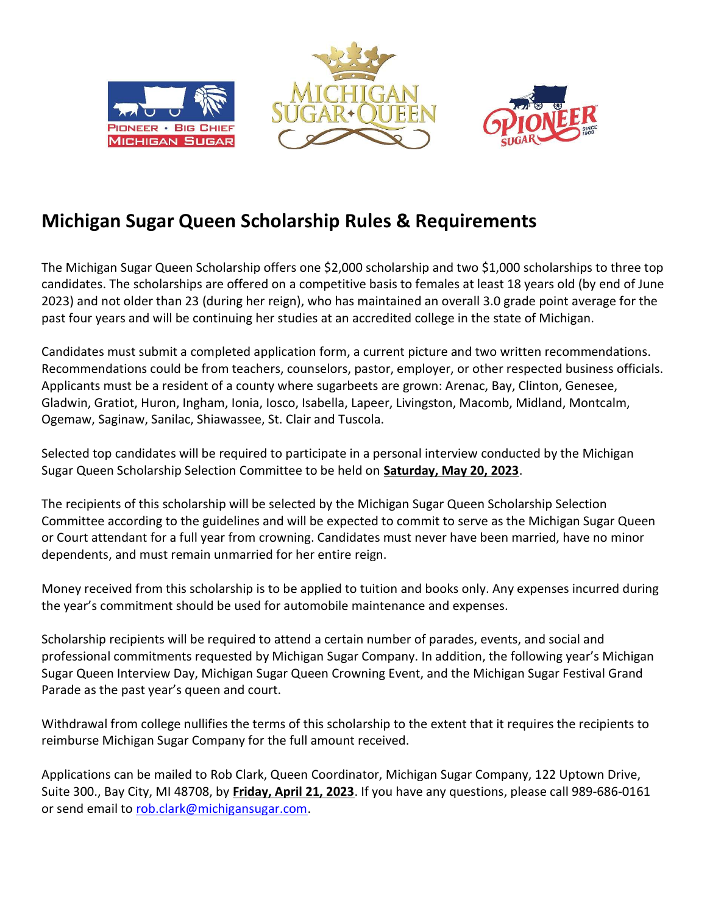# Michigan Sugar Queen Scholarship Rules & Requirements

The Michigan Sugar Queen Scholarship offers one $2,000 scholarship and two $1,000 scholarships to three top candidates. The scholarships are offered on a competitive basis to females at least 18 years old (by end of June 2023) and not older than 23 (during her reign), who has maintained an overall 3.0 grade point average for the past four years and will be continuing her studies at an accredited college in the state of Michigan.

Candidates must submit a completed application form, a current picture and two written recommendations. Recommendations could be from teachers, counselors, pastor, employer, or other respected business officials. Applicants must be a resident of a county where sugarbeets are grown: Arenac, Bay, Clinton, Genesee, Gladwin, Gratiot, Huron, Ingham, Ionia, Iosco, Isabella, Lapeer, Livingston, Macomb, Midland, Montcalm, Ogemaw, Saginaw, Sanilac, Shiawassee, St. Clair and Tuscola.

Selected top candidates will be required to participate in a personal interview conducted by the Michigan Sugar Queen Scholarship Selection Committee to be held on **Saturday, May 20, 2023**.

The recipients of this scholarship will be selected by the Michigan Sugar Queen Scholarship Selection Committee according to the guidelines and will be expected to commit to serve as the Michigan Sugar Queen or Court attendant for a full year from crowning. Candidates must never have been married, have no minor dependents, and must remain unmarried for her entire reign.

Money received from this scholarship is to be applied to tuition and books only. Any expenses incurred during the year's commitment should be used for automobile maintenance and expenses.

Scholarship recipients will be required to attend a certain number of parades, events, and social and professional commitments requested by Michigan Sugar Company. In addition, the following year's Michigan Sugar Queen Interview Day, Michigan Sugar Queen Crowning Event, and the Michigan Sugar Festival Grand Parade as the past year's queen and court.

Withdrawal from college nullifies the terms of this scholarship to the extent that it requires the recipients to reimburse Michigan Sugar Company for the full amount received.

Applications can be mailed to Rob Clark, Queen Coordinator, Michigan Sugar Company, 122 Uptown Drive, Suite 300., Bay City, MI 48708, by **Friday, April 21, 2023**. If you have any questions, please call 989-686-0161 or send email to rob.clark@michigansugar.com.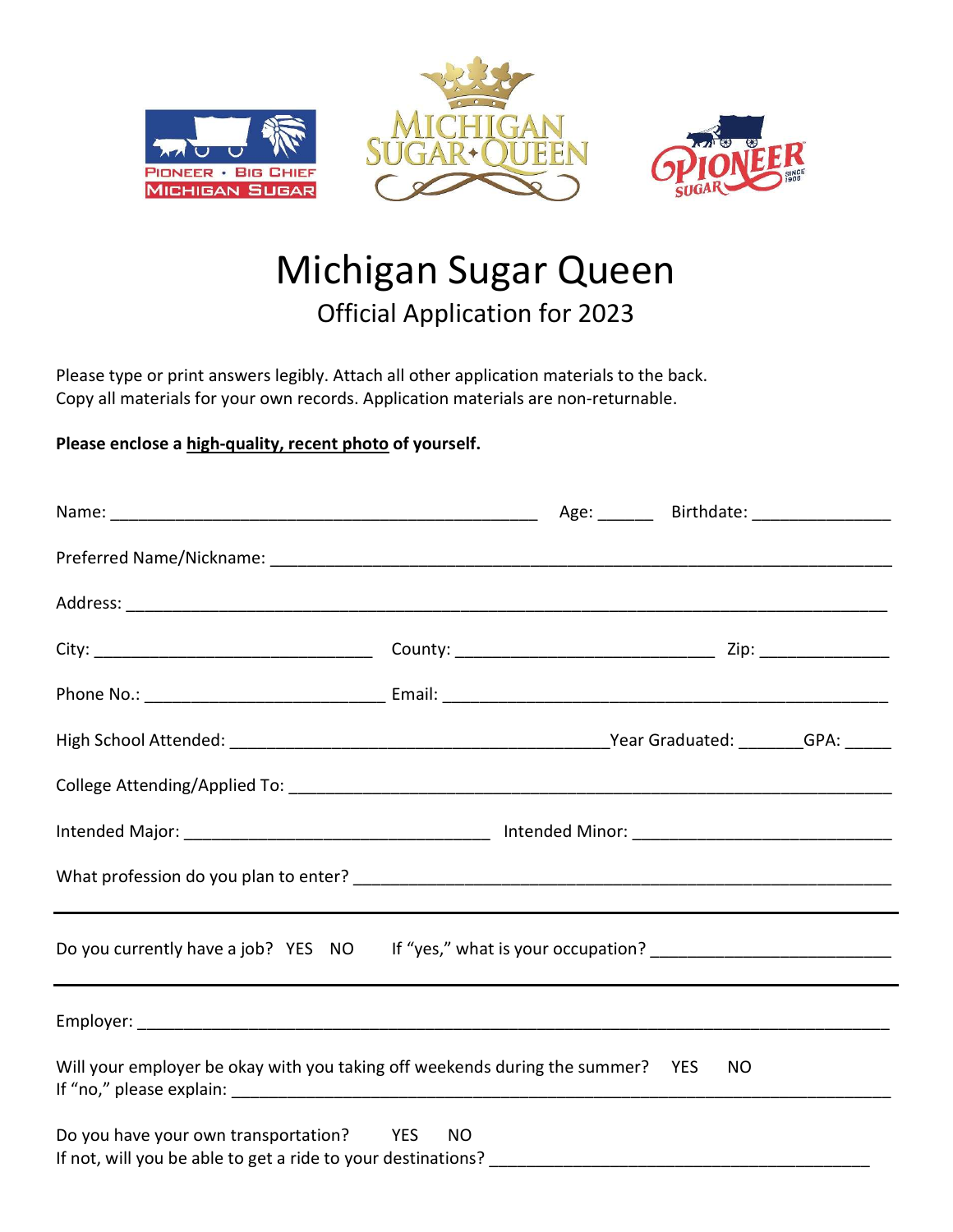# Michigan Sugar Queen

## Official Application for 2023

Please type or print answers legibly. Attach all other application materials to the back.
Copy all materials for your own records. Application materials are non-returnable.

**Please enclose a high-quality, recent photo of yourself.**

Name: _______________________________________________ Age: ______ Birthdate: _______________

Preferred Name/Nickname: _________________________________________________________________

Address: _________________________________________________________________________________

City: ______________________________ County: ____________________________ Zip: ______________

Phone No.: __________________________ Email: ________________________________________________

High School Attended: __________________________________________ Year Graduated: _______ GPA: _____

College Attending/Applied To: ______________________________________________________________

Intended Major: _________________________________ Intended Minor: ____________________________

What profession do you plan to enter? ______________________________________________________

---

Do you currently have a job? YES NO If "yes," what is your occupation? _________________________

---

Employer: _______________________________________________________________________________

Will your employer be okay with you taking off weekends during the summer? YES NO
If "no," please explain: ___________________________________________________________________

Do you have your own transportation? YES NO
If not, will you be able to get a ride to your destinations? ________________________________________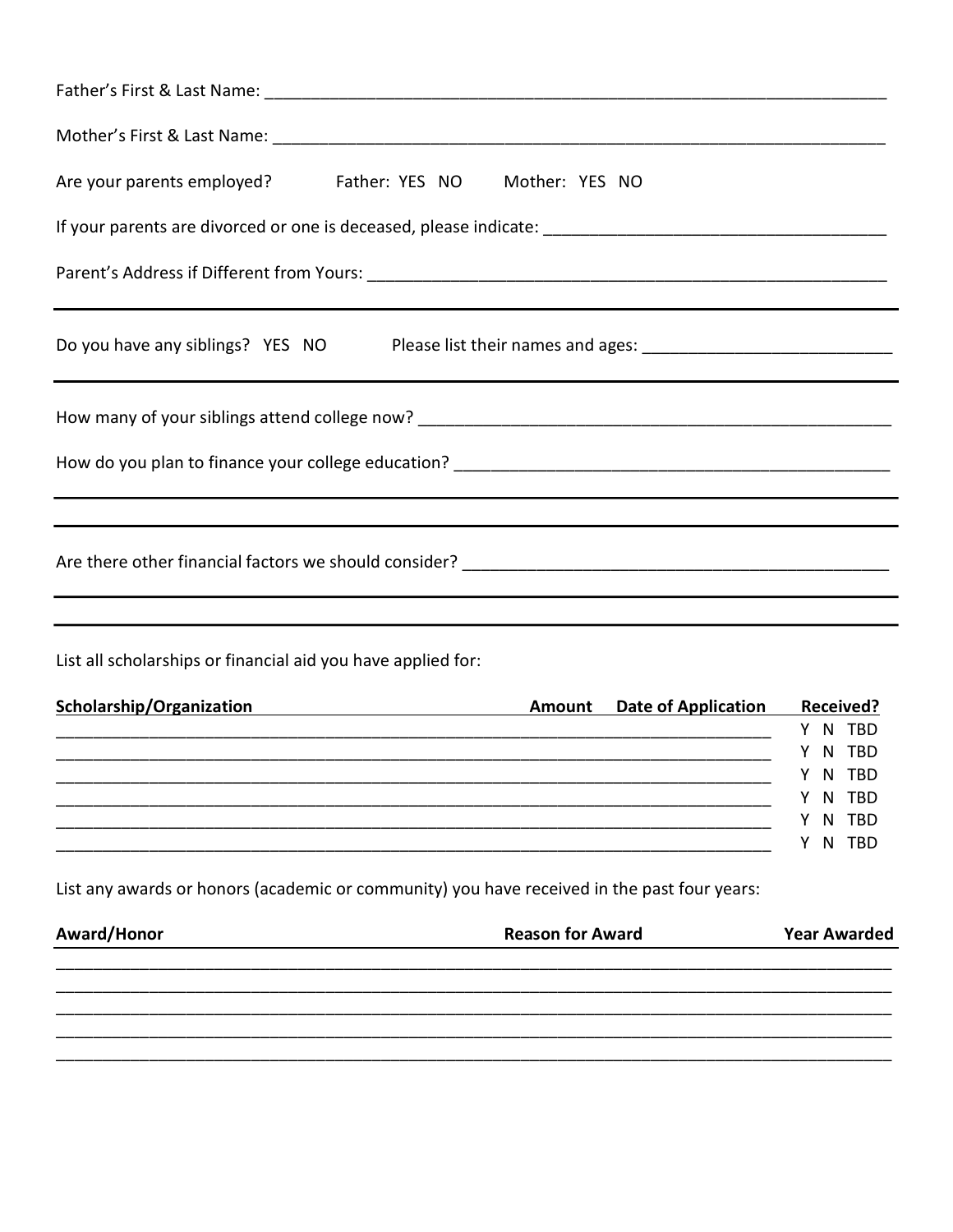Father's First & Last Name: ______________________________________________________________

Mother's First & Last Name: ______________________________________________________________

Are your parents employed? Father: YES NO Mother: YES NO

If your parents are divorced or one is deceased, please indicate: ___________________________________

Parent's Address if Different from Yours: ____________________________________________________

---

Do you have any siblings? YES NO Please list their names and ages: __________________________

---

How many of your siblings attend college now? _______________________________________________

How do you plan to finance your college education? ___________________________________________

---

---

Are there other financial factors we should consider? __________________________________________

---

---

List all scholarships or financial aid you have applied for:

| Scholarship/Organization | Amount | Date of Application | Received? |
|---|---|---|---|
| | | | Y N TBD |
| | | | Y N TBD |
| | | | Y N TBD |
| | | | Y N TBD |
| | | | Y N TBD |
| | | | Y N TBD |

List any awards or honors (academic or community) you have received in the past four years:

| Award/Honor | Reason for Award | Year Awarded |
|---|---|---|
| | | |
| | | |
| | | |
| | | |
| | | |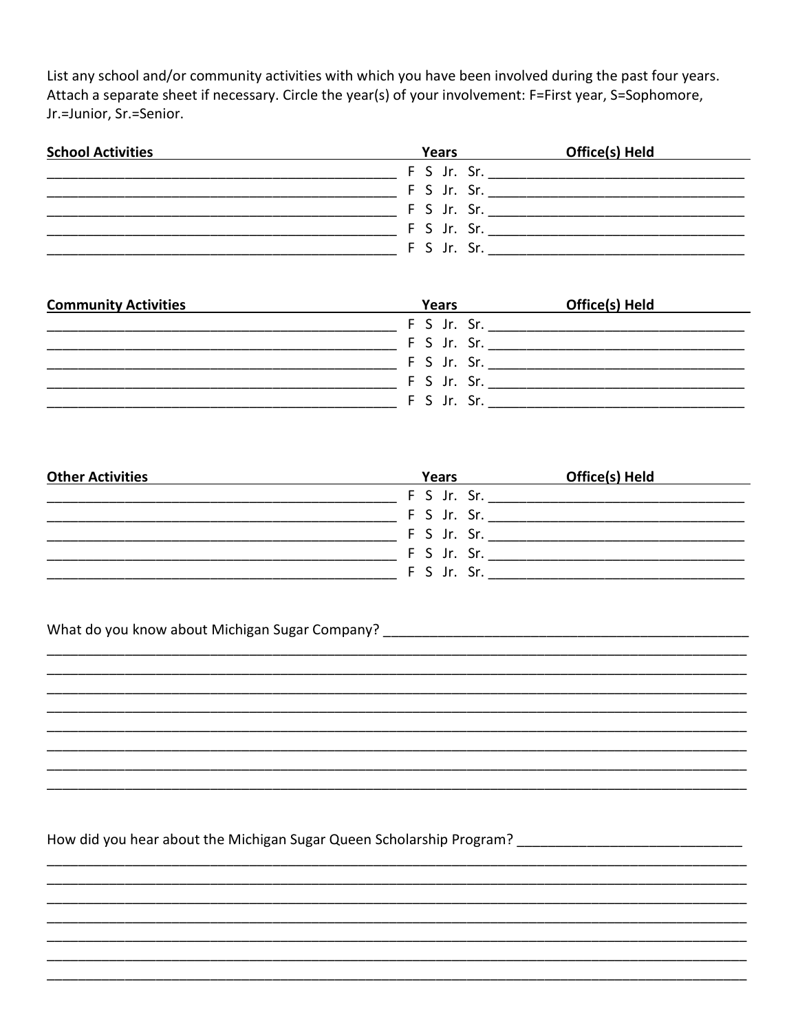List any school and/or community activities with which you have been involved during the past four years. Attach a separate sheet if necessary. Circle the year(s) of your involvement: F=First year, S=Sophomore, Jr.=Junior, Sr.=Senior.

| **School Activities** | **Years** | **Office(s) Held** |
| --- | --- | --- |
| | F S Jr. Sr. | |
| | F S Jr. Sr. | |
| | F S Jr. Sr. | |
| | F S Jr. Sr. | |
| | F S Jr. Sr. | |

| **Community Activities** | **Years** | **Office(s) Held** |
| --- | --- | --- |
| | F S Jr. Sr. | |
| | F S Jr. Sr. | |
| | F S Jr. Sr. | |
| | F S Jr. Sr. | |
| | F S Jr. Sr. | |

| **Other Activities** | **Years** | **Office(s) Held** |
| --- | --- | --- |
| | F S Jr. Sr. | |
| | F S Jr. Sr. | |
| | F S Jr. Sr. | |
| | F S Jr. Sr. | |
| | F S Jr. Sr. | |

What do you know about Michigan Sugar Company? ____________________________________________

______________________________________________________________________________

______________________________________________________________________________

______________________________________________________________________________

______________________________________________________________________________

______________________________________________________________________________

______________________________________________________________________________

______________________________________________________________________________

______________________________________________________________________________

How did you hear about the Michigan Sugar Queen Scholarship Program? ___________________________

______________________________________________________________________________

______________________________________________________________________________

______________________________________________________________________________

______________________________________________________________________________

______________________________________________________________________________

______________________________________________________________________________

______________________________________________________________________________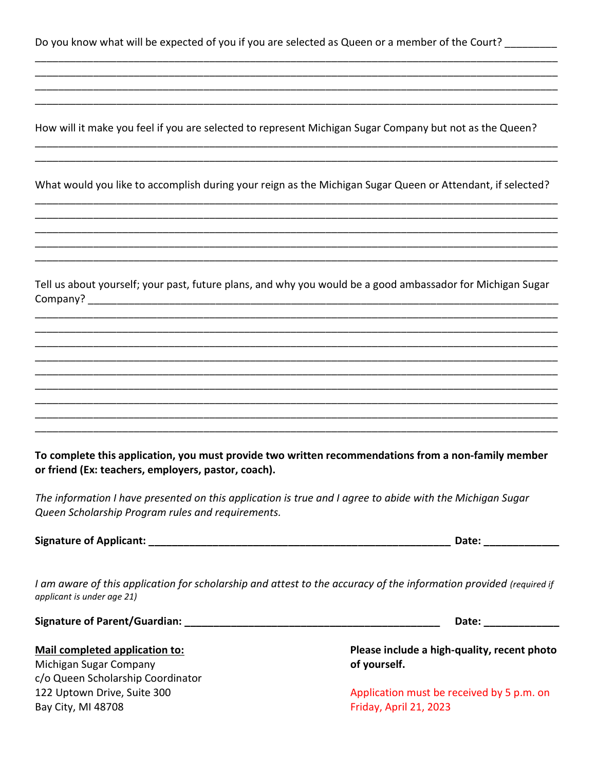Do you know what will be expected of you if you are selected as Queen or a member of the Court? _________

____________________________________________________________________________________________

____________________________________________________________________________________________

____________________________________________________________________________________________

____________________________________________________________________________________________

How will it make you feel if you are selected to represent Michigan Sugar Company but not as the Queen?

____________________________________________________________________________________________

____________________________________________________________________________________________

What would you like to accomplish during your reign as the Michigan Sugar Queen or Attendant, if selected?

____________________________________________________________________________________________

____________________________________________________________________________________________

____________________________________________________________________________________________

____________________________________________________________________________________________

____________________________________________________________________________________________

Tell us about yourself; your past, future plans, and why you would be a good ambassador for Michigan Sugar Company? ______________________________________________________________________________

____________________________________________________________________________________________

____________________________________________________________________________________________

____________________________________________________________________________________________

____________________________________________________________________________________________

____________________________________________________________________________________________

____________________________________________________________________________________________

____________________________________________________________________________________________

____________________________________________________________________________________________

____________________________________________________________________________________________

**To complete this application, you must provide two written recommendations from a non-family member or friend (Ex: teachers, employers, pastor, coach).**

*The information I have presented on this application is true and I agree to abide with the Michigan Sugar Queen Scholarship Program rules and requirements.*

**Signature of Applicant: ______________________________________________________ Date: _____________**

*I am aware of this application for scholarship and attest to the accuracy of the information provided (required if applicant is under age 21)*

**Signature of Parent/Guardian: _____________________________________________ Date: _____________**

**<u>Mail completed application to:</u>**
Michigan Sugar Company
c/o Queen Scholarship Coordinator
122 Uptown Drive, Suite 300
Bay City, MI 48708

**Please include a high-quality, recent photo of yourself.**

Application must be received by 5 p.m. on Friday, April 21, 2023